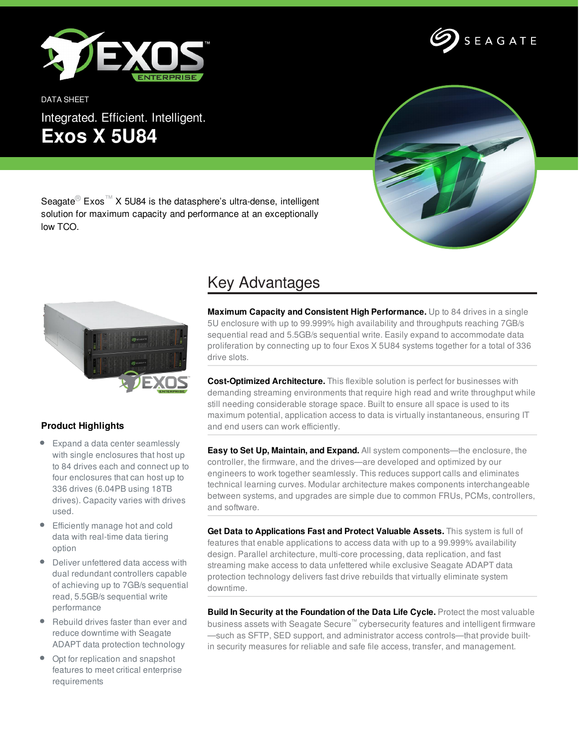DATA SHEET

Integrated. Efficient. Intelligent.

# Exos X 5U84

Seagate® Exos™ X 5U84 is the datasphere's ultra-dense, intelligent solution for maximum capacity and performance at an exceptionally low TCO.

### Product Highlights

- Expand a data center seamlessly with single enclosures that host up to 84 drives each and connect up to four enclosures that can hold up to 336 drives (6.04PB using 18TB drives). Capacity varies with drives used.
- Efficiently manage hot and cold data with real-time data tiering option
- Deliver unfettered data access with dual redundant controllers capable of achieving up to 7GB/s sequential read, 5.5GB/s sequential write performance
- Rebuild drives faster than ever and reduce downtime with Seagate ADAPT data protection technology
- Opt for replication and snapshot features to meet critical enterprise requirements

## Key Advantages

**Maximum Capacity and Consistent High Performance.** Up to 84 drives in a single 5U enclosure with up to 99.999% high availability and throughputs reaching 7GB/s sequential read and 5.5GB/s sequential write. Easily expand to accommodate data proliferation by connecting up to four Exos X 5U84 systems together for a total of 336 drive slots.

**Cost-Optimized Architecture.** This flexible solution is perfect for businesses with demanding streaming environments that require high read and write throughput while still needing considerable storage space. Built to ensure all space is used to its maximum potential, application access to data is virtually instantaneous, ensuring IT and end users can work efficiently.

**Easy to Set Up, Maintain, and Expand.** All system components—the enclosure, the controller, the firmware, and the drives—are developed and optimized by our engineers to work together seamlessly. This reduces support calls and eliminates technical learning curves. Modular architecture makes components interchangeable between systems, and upgrades are simple due to common FRUs, PCMs, controllers, and software.

**Get Data to Applications Fast and Protect Valuable Assets.** This system is full of features that enable applications to access data with up to a 99.999% availability design. Parallel architecture, multi-core processing, data replication, and fast streaming make access to data unfettered while exclusive Seagate ADAPT data protection technology delivers fast drive rebuilds that virtually eliminate system downtime.

**Build In Security at the Foundation of the Data Life Cycle.** Protect the most valuable business assets with Seagate Secure™ cybersecurity features and intelligent firmware—such as SFTP, SED support, and administrator access controls—that provide built-in security measures for reliable and safe file access, transfer, and management.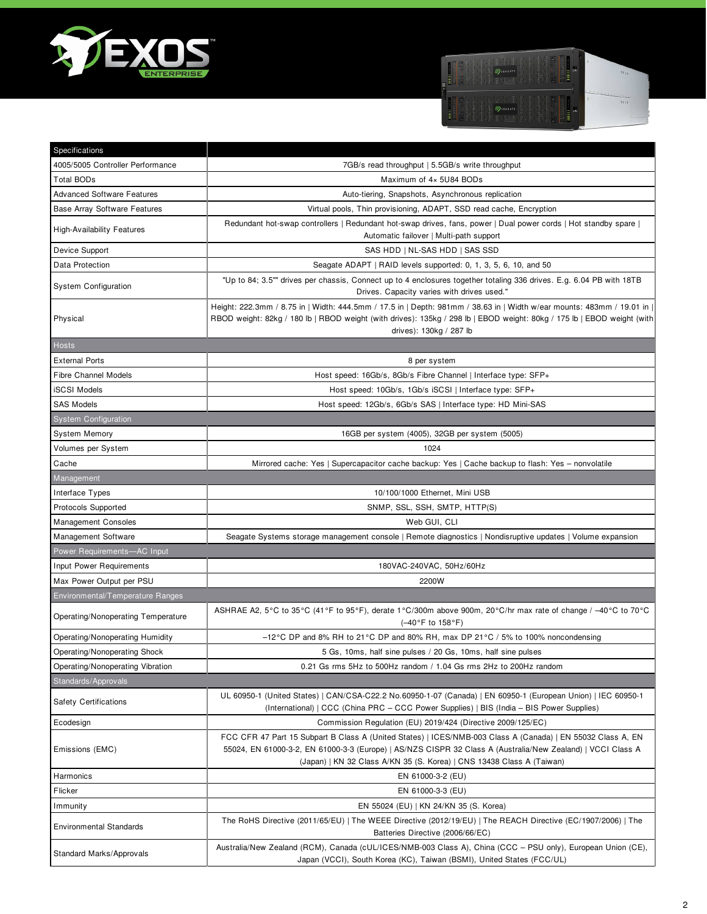| Specifications | |
|---|---|
| 4005/5005 Controller Performance | 7GB/s read throughput \| 5.5GB/s write throughput |
| Total BODs | Maximum of 4× 5U84 BODs |
| Advanced Software Features | Auto-tiering, Snapshots, Asynchronous replication |
| Base Array Software Features | Virtual pools, Thin provisioning, ADAPT, SSD read cache, Encryption |
| High-Availability Features | Redundant hot-swap controllers \| Redundant hot-swap drives, fans, power \| Dual power cords \| Hot standby spare \| Automatic failover \| Multi-path support |
| Device Support | SAS HDD \| NL-SAS HDD \| SAS SSD |
| Data Protection | Seagate ADAPT \| RAID levels supported: 0, 1, 3, 5, 6, 10, and 50 |
| System Configuration | "Up to 84; 3.5"" drives per chassis, Connect up to 4 enclosures together totaling 336 drives. E.g. 6.04 PB with 18TB Drives. Capacity varies with drives used." |
| Physical | Height: 222.3mm / 8.75 in \| Width: 444.5mm / 17.5 in \| Depth: 981mm / 38.63 in \| Width w/ear mounts: 483mm / 19.01 in \| RBOD weight: 82kg / 180 lb \| RBOD weight (with drives): 135kg / 298 lb \| EBOD weight: 80kg / 175 lb \| EBOD weight (with drives): 130kg / 287 lb |
| **Hosts** | |
| External Ports | 8 per system |
| Fibre Channel Models | Host speed: 16Gb/s, 8Gb/s Fibre Channel \| Interface type: SFP+ |
| iSCSI Models | Host speed: 10Gb/s, 1Gb/s iSCSI \| Interface type: SFP+ |
| SAS Models | Host speed: 12Gb/s, 6Gb/s SAS \| Interface type: HD Mini-SAS |
| **System Configuration** | |
| System Memory | 16GB per system (4005), 32GB per system (5005) |
| Volumes per System | 1024 |
| Cache | Mirrored cache: Yes \| Supercapacitor cache backup: Yes \| Cache backup to flash: Yes – nonvolatile |
| **Management** | |
| Interface Types | 10/100/1000 Ethernet, Mini USB |
| Protocols Supported | SNMP, SSL, SSH, SMTP, HTTP(S) |
| Management Consoles | Web GUI, CLI |
| Management Software | Seagate Systems storage management console \| Remote diagnostics \| Nondisruptive updates \| Volume expansion |
| **Power Requirements—AC Input** | |
| Input Power Requirements | 180VAC-240VAC, 50Hz/60Hz |
| Max Power Output per PSU | 2200W |
| **Environmental/Temperature Ranges** | |
| Operating/Nonoperating Temperature | ASHRAE A2, 5°C to 35°C (41°F to 95°F), derate 1°C/300m above 900m, 20°C/hr max rate of change / –40°C to 70°C (–40°F to 158°F) |
| Operating/Nonoperating Humidity | –12°C DP and 8% RH to 21°C DP and 80% RH, max DP 21°C / 5% to 100% noncondensing |
| Operating/Nonoperating Shock | 5 Gs, 10ms, half sine pulses / 20 Gs, 10ms, half sine pulses |
| Operating/Nonoperating Vibration | 0.21 Gs rms 5Hz to 500Hz random / 1.04 Gs rms 2Hz to 200Hz random |
| **Standards/Approvals** | |
| Safety Certifications | UL 60950-1 (United States) \| CAN/CSA-C22.2 No.60950-1-07 (Canada) \| EN 60950-1 (European Union) \| IEC 60950-1 (International) \| CCC (China PRC – CCC Power Supplies) \| BIS (India – BIS Power Supplies) |
| Ecodesign | Commission Regulation (EU) 2019/424 (Directive 2009/125/EC) |
| Emissions (EMC) | FCC CFR 47 Part 15 Subpart B Class A (United States) \| ICES/NMB-003 Class A (Canada) \| EN 55032 Class A, EN 55024, EN 61000-3-2, EN 61000-3-3 (Europe) \| AS/NZS CISPR 32 Class A (Australia/New Zealand) \| VCCI Class A (Japan) \| KN 32 Class A/KN 35 (S. Korea) \| CNS 13438 Class A (Taiwan) |
| Harmonics | EN 61000-3-2 (EU) |
| Flicker | EN 61000-3-3 (EU) |
| Immunity | EN 55024 (EU) \| KN 24/KN 35 (S. Korea) |
| Environmental Standards | The RoHS Directive (2011/65/EU) \| The WEEE Directive (2012/19/EU) \| The REACH Directive (EC/1907/2006) \| The Batteries Directive (2006/66/EC) |
| Standard Marks/Approvals | Australia/New Zealand (RCM), Canada (cUL/ICES/NMB-003 Class A), China (CCC – PSU only), European Union (CE), Japan (VCCI), South Korea (KC), Taiwan (BSMI), United States (FCC/UL) |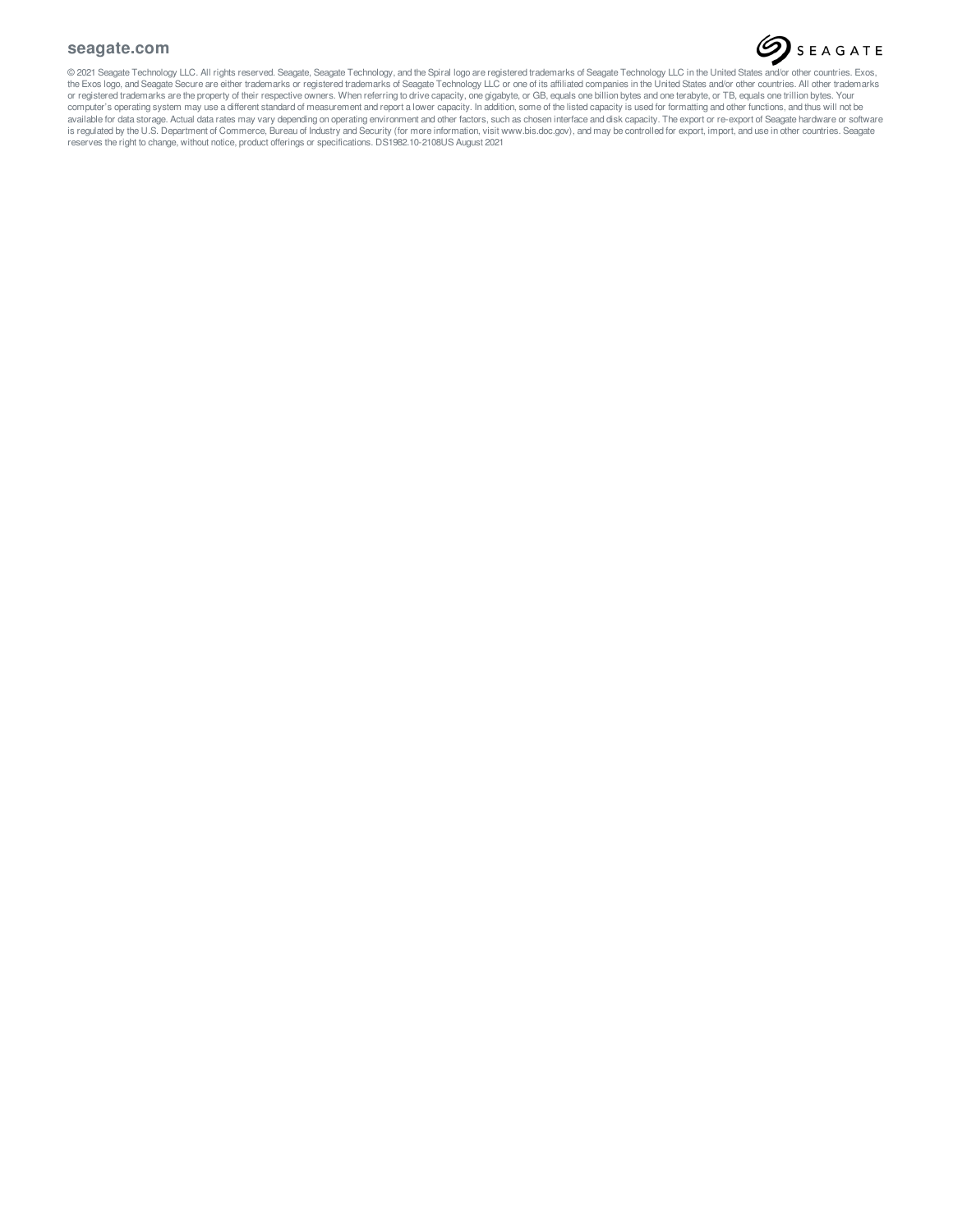**seagate.com**

SEAGATE

© 2021 Seagate Technology LLC. All rights reserved. Seagate, Seagate Technology, and the Spiral logo are registered trademarks of Seagate Technology LLC in the United States and/or other countries. Exos, the Exos logo, and Seagate Secure are either trademarks or registered trademarks of Seagate Technology LLC or one of its affiliated companies in the United States and/or other countries. All other trademarks or registered trademarks are the property of their respective owners. When referring to drive capacity, one gigabyte, or GB, equals one billion bytes and one terabyte, or TB, equals one trillion bytes. Your computer's operating system may use a different standard of measurement and report a lower capacity. In addition, some of the listed capacity is used for formatting and other functions, and thus will not be available for data storage. Actual data rates may vary depending on operating environment and other factors, such as chosen interface and disk capacity. The export or re-export of Seagate hardware or software is regulated by the U.S. Department of Commerce, Bureau of Industry and Security (for more information, visit www.bis.doc.gov), and may be controlled for export, import, and use in other countries. Seagate reserves the right to change, without notice, product offerings or specifications. DS1982.10-2108US August 2021